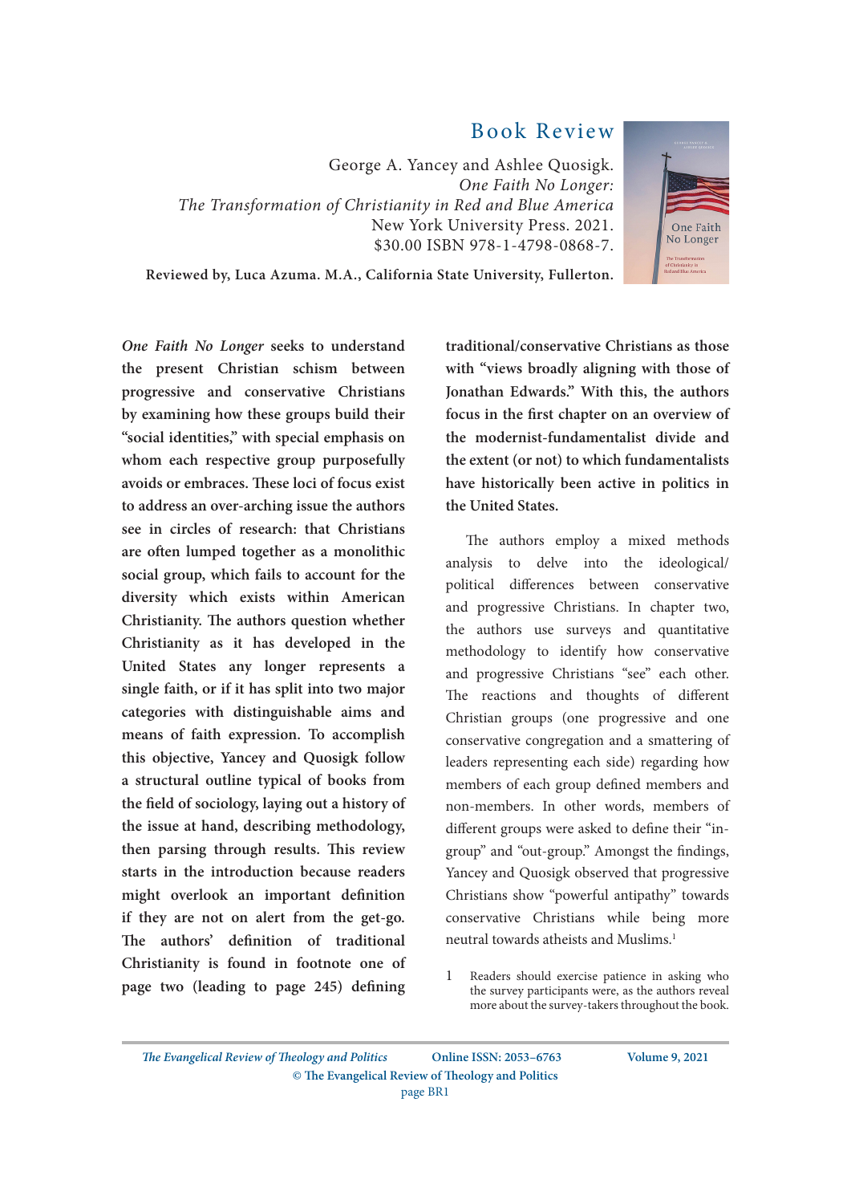# Book Review

George A. Yancey and Ashlee Quosigk.
*One Faith No Longer:*
*The Transformation of Christianity in Red and Blue America*
New York University Press. 2021.
$30.00 ISBN 978-1-4798-0868-7.

**Reviewed by, Luca Azuma. M.A., California State University, Fullerton.**

***One Faith No Longer* seeks to understand the present Christian schism between progressive and conservative Christians by examining how these groups build their "social identities," with special emphasis on whom each respective group purposefully avoids or embraces. These loci of focus exist to address an over-arching issue the authors see in circles of research: that Christians are often lumped together as a monolithic social group, which fails to account for the diversity which exists within American Christianity. The authors question whether Christianity as it has developed in the United States any longer represents a single faith, or if it has split into two major categories with distinguishable aims and means of faith expression. To accomplish this objective, Yancey and Quosigk follow a structural outline typical of books from the field of sociology, laying out a history of the issue at hand, describing methodology, then parsing through results. This review starts in the introduction because readers might overlook an important definition if they are not on alert from the get-go. The authors' definition of traditional Christianity is found in footnote one of page two (leading to page 245) defining traditional/conservative Christians as those with "views broadly aligning with those of Jonathan Edwards." With this, the authors focus in the first chapter on an overview of the modernist-fundamentalist divide and the extent (or not) to which fundamentalists have historically been active in politics in the United States.**

The authors employ a mixed methods analysis to delve into the ideological/political differences between conservative and progressive Christians. In chapter two, the authors use surveys and quantitative methodology to identify how conservative and progressive Christians "see" each other. The reactions and thoughts of different Christian groups (one progressive and one conservative congregation and a smattering of leaders representing each side) regarding how members of each group defined members and non-members. In other words, members of different groups were asked to define their "in-group" and "out-group." Amongst the findings, Yancey and Quosigk observed that progressive Christians show "powerful antipathy" towards conservative Christians while being more neutral towards atheists and Muslims.[1]

1 Readers should exercise patience in asking who the survey participants were, as the authors reveal more about the survey-takers throughout the book.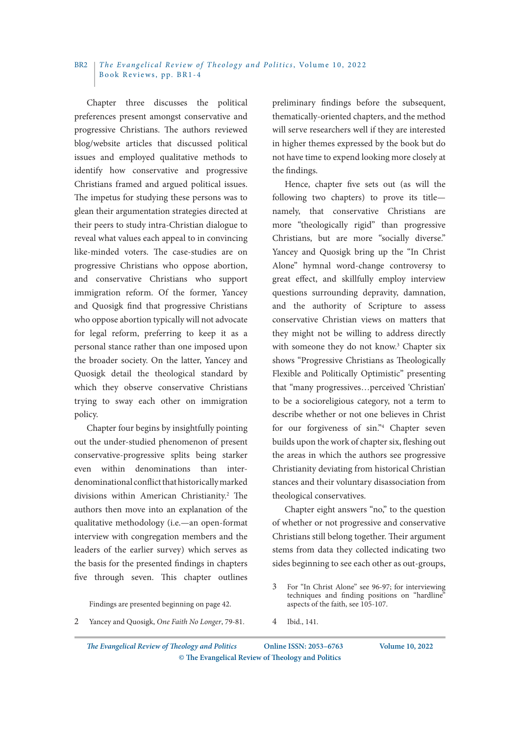Chapter three discusses the political preferences present amongst conservative and progressive Christians. The authors reviewed blog/website articles that discussed political issues and employed qualitative methods to identify how conservative and progressive Christians framed and argued political issues. The impetus for studying these persons was to glean their argumentation strategies directed at their peers to study intra-Christian dialogue to reveal what values each appeal to in convincing like-minded voters. The case-studies are on progressive Christians who oppose abortion, and conservative Christians who support immigration reform. Of the former, Yancey and Quosigk find that progressive Christians who oppose abortion typically will not advocate for legal reform, preferring to keep it as a personal stance rather than one imposed upon the broader society. On the latter, Yancey and Quosigk detail the theological standard by which they observe conservative Christians trying to sway each other on immigration policy.

Chapter four begins by insightfully pointing out the under-studied phenomenon of present conservative-progressive splits being starker even within denominations than inter-denominational conflict that historically marked divisions within American Christianity.[2] The authors then move into an explanation of the qualitative methodology (i.e.—an open-format interview with congregation members and the leaders of the earlier survey) which serves as the basis for the presented findings in chapters five through seven. This chapter outlines preliminary findings before the subsequent, thematically-oriented chapters, and the method will serve researchers well if they are interested in higher themes expressed by the book but do not have time to expend looking more closely at the findings.

Hence, chapter five sets out (as will the following two chapters) to prove its title—namely, that conservative Christians are more "theologically rigid" than progressive Christians, but are more "socially diverse." Yancey and Quosigk bring up the "In Christ Alone" hymnal word-change controversy to great effect, and skillfully employ interview questions surrounding depravity, damnation, and the authority of Scripture to assess conservative Christian views on matters that they might not be willing to address directly with someone they do not know.[3] Chapter six shows "Progressive Christians as Theologically Flexible and Politically Optimistic" presenting that "many progressives…perceived 'Christian' to be a socioreligious category, not a term to describe whether or not one believes in Christ for our forgiveness of sin."[4] Chapter seven builds upon the work of chapter six, fleshing out the areas in which the authors see progressive Christianity deviating from historical Christian stances and their voluntary disassociation from theological conservatives.

Chapter eight answers "no," to the question of whether or not progressive and conservative Christians still belong together. Their argument stems from data they collected indicating two sides beginning to see each other as out-groups,

---

Findings are presented beginning on page 42.

2 Yancey and Quosigk, *One Faith No Longer*, 79-81.

3 For "In Christ Alone" see 96-97; for interviewing techniques and finding positions on "hardline" aspects of the faith, see 105-107.

4 Ibid., 141.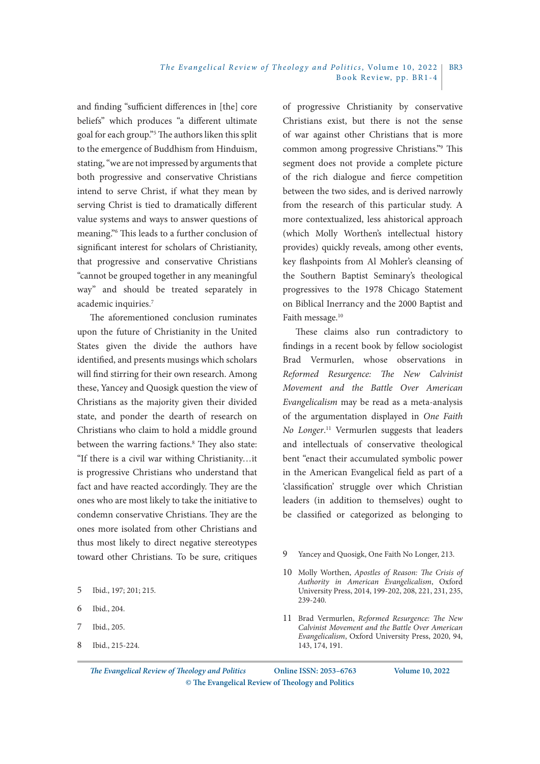and finding "sufficient differences in [the] core beliefs" which produces "a different ultimate goal for each group."[5] The authors liken this split to the emergence of Buddhism from Hinduism, stating, "we are not impressed by arguments that both progressive and conservative Christians intend to serve Christ, if what they mean by serving Christ is tied to dramatically different value systems and ways to answer questions of meaning."[6] This leads to a further conclusion of significant interest for scholars of Christianity, that progressive and conservative Christians "cannot be grouped together in any meaningful way" and should be treated separately in academic inquiries.[7]

The aforementioned conclusion ruminates upon the future of Christianity in the United States given the divide the authors have identified, and presents musings which scholars will find stirring for their own research. Among these, Yancey and Quosigk question the view of Christians as the majority given their divided state, and ponder the dearth of research on Christians who claim to hold a middle ground between the warring factions.[8] They also state: "If there is a civil war withing Christianity…it is progressive Christians who understand that fact and have reacted accordingly. They are the ones who are most likely to take the initiative to condemn conservative Christians. They are the ones more isolated from other Christians and thus most likely to direct negative stereotypes toward other Christians. To be sure, critiques of progressive Christianity by conservative Christians exist, but there is not the sense of war against other Christians that is more common among progressive Christians."[9] This segment does not provide a complete picture of the rich dialogue and fierce competition between the two sides, and is derived narrowly from the research of this particular study. A more contextualized, less ahistorical approach (which Molly Worthen's intellectual history provides) quickly reveals, among other events, key flashpoints from Al Mohler's cleansing of the Southern Baptist Seminary's theological progressives to the 1978 Chicago Statement on Biblical Inerrancy and the 2000 Baptist and Faith message.[10]

These claims also run contradictory to findings in a recent book by fellow sociologist Brad Vermurlen, whose observations in *Reformed Resurgence: The New Calvinist Movement and the Battle Over American Evangelicalism* may be read as a meta-analysis of the argumentation displayed in *One Faith No Longer*.[11] Vermurlen suggests that leaders and intellectuals of conservative theological bent "enact their accumulated symbolic power in the American Evangelical field as part of a 'classification' struggle over which Christian leaders (in addition to themselves) ought to be classified or categorized as belonging to

5 Ibid., 197; 201; 215.

6 Ibid., 204.

7 Ibid., 205.

8 Ibid., 215-224.

9 Yancey and Quosigk, One Faith No Longer, 213.

10 Molly Worthen, *Apostles of Reason: The Crisis of Authority in American Evangelicalism*, Oxford University Press, 2014, 199-202, 208, 221, 231, 235, 239-240.

11 Brad Vermurlen, *Reformed Resurgence: The New Calvinist Movement and the Battle Over American Evangelicalism*, Oxford University Press, 2020, 94, 143, 174, 191.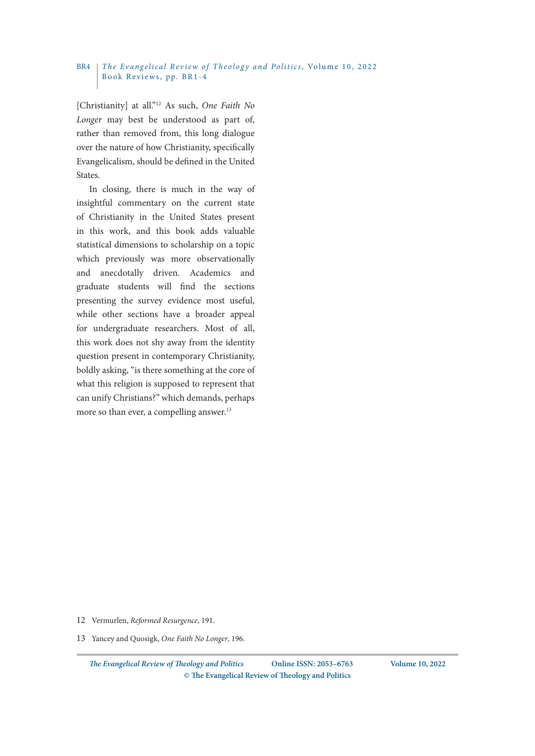[Christianity] at all."[12] As such, *One Faith No Longer* may best be understood as part of, rather than removed from, this long dialogue over the nature of how Christianity, specifically Evangelicalism, should be defined in the United States.

In closing, there is much in the way of insightful commentary on the current state of Christianity in the United States present in this work, and this book adds valuable statistical dimensions to scholarship on a topic which previously was more observationally and anecdotally driven. Academics and graduate students will find the sections presenting the survey evidence most useful, while other sections have a broader appeal for undergraduate researchers. Most of all, this work does not shy away from the identity question present in contemporary Christianity, boldly asking, "is there something at the core of what this religion is supposed to represent that can unify Christians?" which demands, perhaps more so than ever, a compelling answer.[13]

12 Vermurlen, *Reformed Resurgence*, 191.

13 Yancey and Quosigk, *One Faith No Longer*, 196.